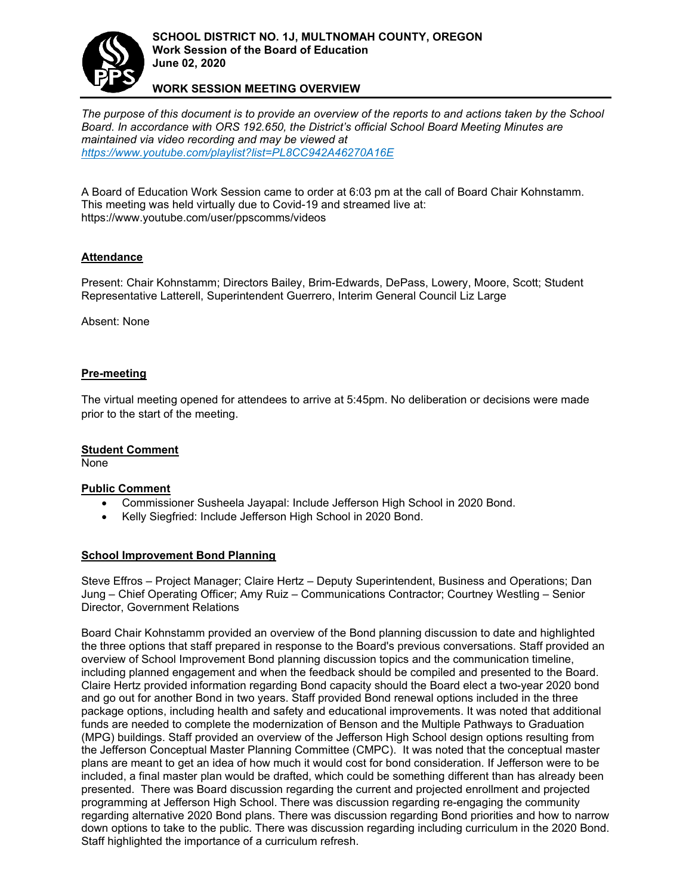**SCHOOL DISTRICT NO. 1J, MULTNOMAH COUNTY, OREGON**
**Work Session of the Board of Education**
**June 02, 2020**

**WORK SESSION MEETING OVERVIEW**

*The purpose of this document is to provide an overview of the reports to and actions taken by the School Board. In accordance with ORS 192.650, the District's official School Board Meeting Minutes are maintained via video recording and may be viewed at https://www.youtube.com/playlist?list=PL8CC942A46270A16E*

A Board of Education Work Session came to order at 6:03 pm at the call of Board Chair Kohnstamm. This meeting was held virtually due to Covid-19 and streamed live at: https://www.youtube.com/user/ppscomms/videos

## Attendance

Present: Chair Kohnstamm; Directors Bailey, Brim-Edwards, DePass, Lowery, Moore, Scott; Student Representative Latterell, Superintendent Guerrero, Interim General Council Liz Large

Absent: None

## Pre-meeting

The virtual meeting opened for attendees to arrive at 5:45pm. No deliberation or decisions were made prior to the start of the meeting.

## Student Comment

None

## Public Comment

- Commissioner Susheela Jayapal: Include Jefferson High School in 2020 Bond.
- Kelly Siegfried: Include Jefferson High School in 2020 Bond.

## School Improvement Bond Planning

Steve Effros – Project Manager; Claire Hertz – Deputy Superintendent, Business and Operations; Dan Jung – Chief Operating Officer; Amy Ruiz – Communications Contractor; Courtney Westling – Senior Director, Government Relations

Board Chair Kohnstamm provided an overview of the Bond planning discussion to date and highlighted the three options that staff prepared in response to the Board's previous conversations. Staff provided an overview of School Improvement Bond planning discussion topics and the communication timeline, including planned engagement and when the feedback should be compiled and presented to the Board. Claire Hertz provided information regarding Bond capacity should the Board elect a two-year 2020 bond and go out for another Bond in two years. Staff provided Bond renewal options included in the three package options, including health and safety and educational improvements. It was noted that additional funds are needed to complete the modernization of Benson and the Multiple Pathways to Graduation (MPG) buildings. Staff provided an overview of the Jefferson High School design options resulting from the Jefferson Conceptual Master Planning Committee (CMPC). It was noted that the conceptual master plans are meant to get an idea of how much it would cost for bond consideration. If Jefferson were to be included, a final master plan would be drafted, which could be something different than has already been presented. There was Board discussion regarding the current and projected enrollment and projected programming at Jefferson High School. There was discussion regarding re-engaging the community regarding alternative 2020 Bond plans. There was discussion regarding Bond priorities and how to narrow down options to take to the public. There was discussion regarding including curriculum in the 2020 Bond. Staff highlighted the importance of a curriculum refresh.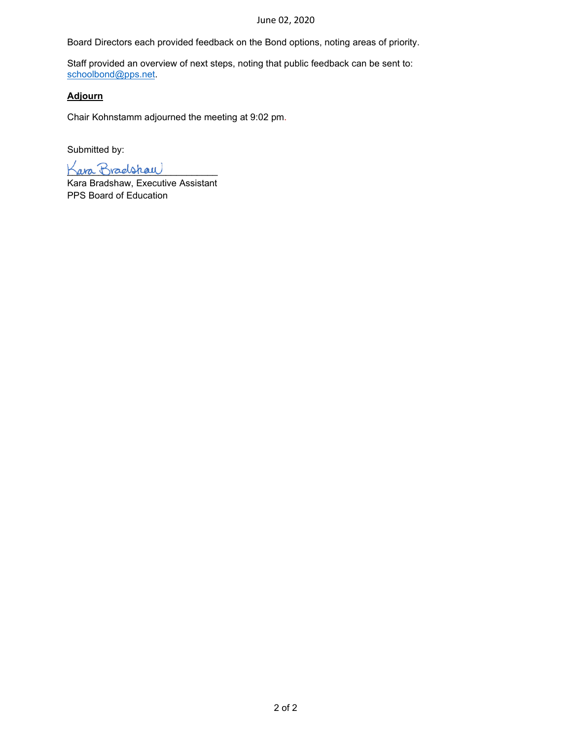Board Directors each provided feedback on the Bond options, noting areas of priority.

Staff provided an overview of next steps, noting that public feedback can be sent to: schoolbond@pps.net.

**Adjourn**

Chair Kohnstamm adjourned the meeting at 9:02 pm.

Submitted by:

Kara Bradshaw, Executive Assistant
PPS Board of Education